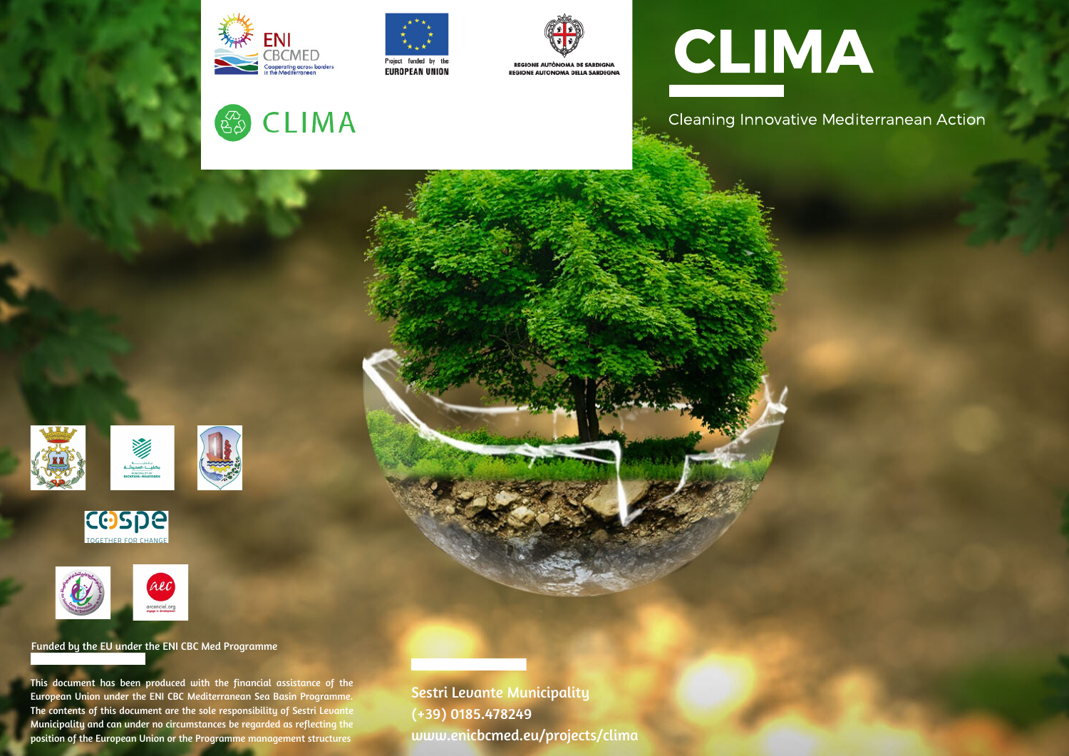# CLIMA

Cleaning Innovative Mediterranean Action

ENI CBCMED Cooperating across borders in the Mediterranean

Project funded by the EUROPEAN UNION

REGIONE AUTÒNOMA DE SARDIGNA
REGIONE AUTONOMA DELLA SARDEGNA

CLIMA

cospe TOGETHER FOR CHANGE

arcenciel.org

Funded by the EU under the ENI CBC Med Programme

This document has been produced with the financial assistance of the European Union under the ENI CBC Mediterranean Sea Basin Programme. The contents of this document are the sole responsibility of Sestri Levante Municipality and can under no circumstances be regarded as reflecting the position of the European Union or the Programme management structures

Sestri Levante Municipality
(+39) 0185.478249
www.enicbcmed.eu/projects/clima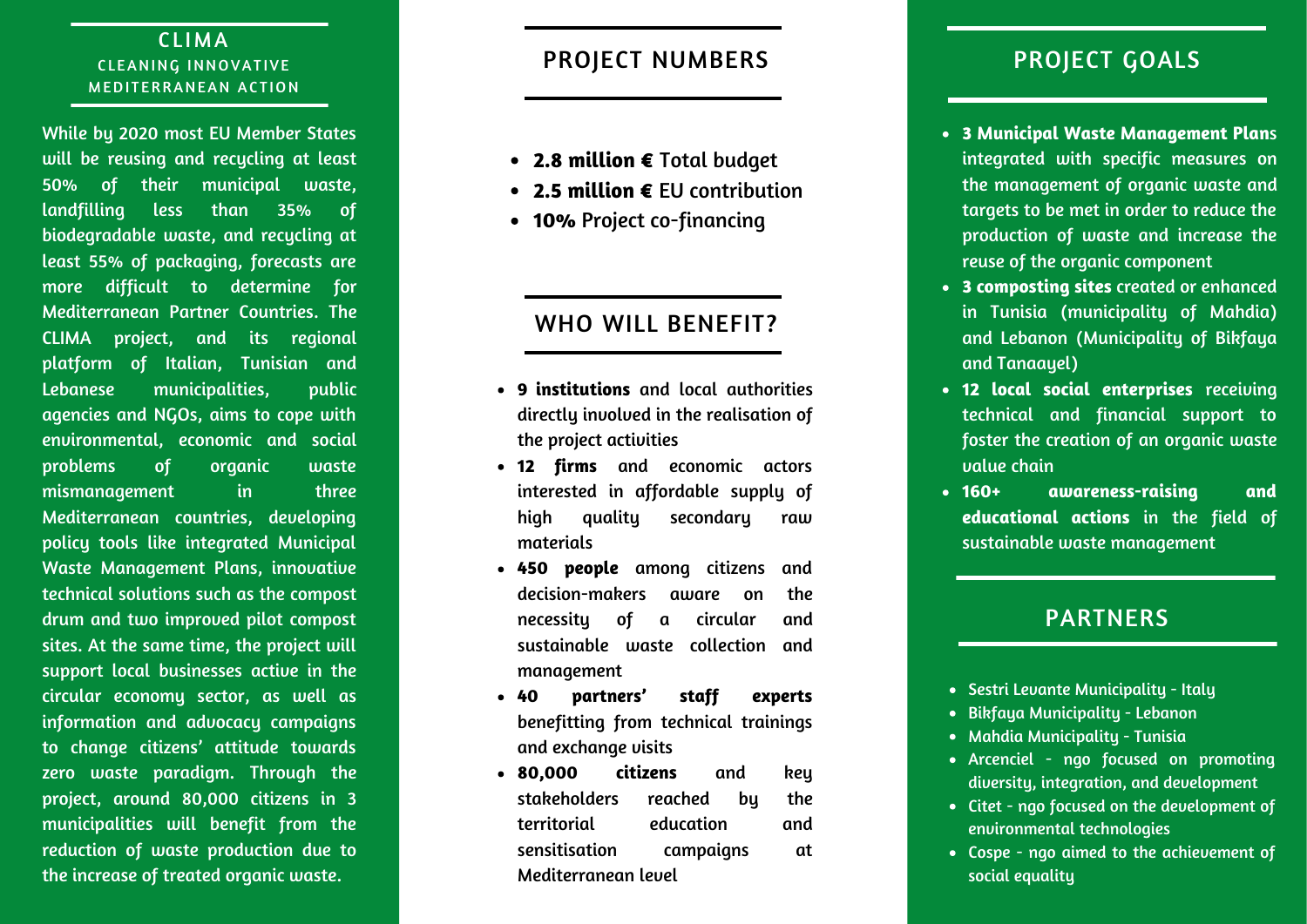## CLIMA

### CLEANING INNOVATIVE MEDITERRANEAN ACTION

While by 2020 most EU Member States will be reusing and recycling at least 50% of their municipal waste, landfilling less than 35% of biodegradable waste, and recycling at least 55% of packaging, forecasts are more difficult to determine for Mediterranean Partner Countries. The CLIMA project, and its regional platform of Italian, Tunisian and Lebanese municipalities, public agencies and NGOs, aims to cope with environmental, economic and social problems of organic waste mismanagement in three Mediterranean countries, developing policy tools like integrated Municipal Waste Management Plans, innovative technical solutions such as the compost drum and two improved pilot compost sites. At the same time, the project will support local businesses active in the circular economy sector, as well as information and advocacy campaigns to change citizens' attitude towards zero waste paradigm. Through the project, around 80,000 citizens in 3 municipalities will benefit from the reduction of waste production due to the increase of treated organic waste.

## PROJECT NUMBERS

- **2.8 million €** Total budget
- **2.5 million €** EU contribution
- **10%** Project co-financing

## WHO WILL BENEFIT?

- **9 institutions** and local authorities directly involved in the realisation of the project activities
- **12 firms** and economic actors interested in affordable supply of high quality secondary raw materials
- **450 people** among citizens and decision-makers aware on the necessity of a circular and sustainable waste collection and management
- **40 partners' staff experts** benefitting from technical trainings and exchange visits
- **80,000 citizens** and key stakeholders reached by the territorial education and sensitisation campaigns at Mediterranean level

## PROJECT GOALS

- **3 Municipal Waste Management Plans** integrated with specific measures on the management of organic waste and targets to be met in order to reduce the production of waste and increase the reuse of the organic component
- **3 composting sites** created or enhanced in Tunisia (municipality of Mahdia) and Lebanon (Municipality of Bikfaya and Tanaayel)
- **12 local social enterprises** receiving technical and financial support to foster the creation of an organic waste value chain
- **160+ awareness-raising and educational actions** in the field of sustainable waste management

## PARTNERS

- Sestri Levante Municipality - Italy
- Bikfaya Municipality - Lebanon
- Mahdia Municipality - Tunisia
- Arcenciel - ngo focused on promoting diversity, integration, and development
- Citet - ngo focused on the development of environmental technologies
- Cospe - ngo aimed to the achievement of social equality